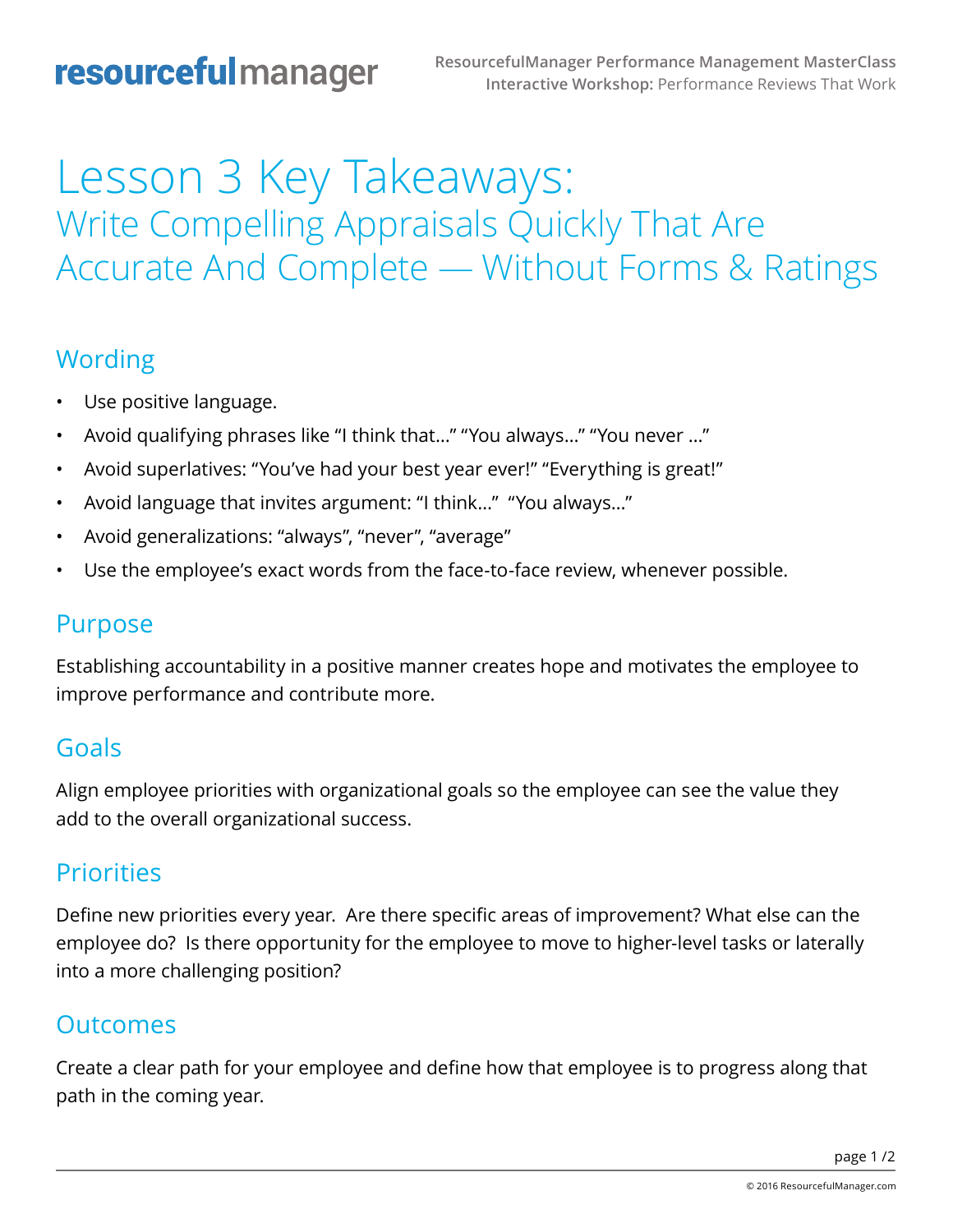# Lesson 3 Key Takeaways:

## Write Compelling Appraisals Quickly That Are Accurate And Complete — Without Forms & Ratings

### Wording

- Use positive language.
- Avoid qualifying phrases like "I think that..." "You always..." "You never ..."
- Avoid superlatives: "You've had your best year ever!" "Everything is great!"
- Avoid language that invites argument: "I think..."  "You always..."
- Avoid generalizations: "always", "never", "average"
- Use the employee's exact words from the face-to-face review, whenever possible.

### Purpose

Establishing accountability in a positive manner creates hope and motivates the employee to improve performance and contribute more.

### Goals

Align employee priorities with organizational goals so the employee can see the value they add to the overall organizational success.

### Priorities

Define new priorities every year.  Are there specific areas of improvement? What else can the employee do?  Is there opportunity for the employee to move to higher-level tasks or laterally into a more challenging position?

### Outcomes

Create a clear path for your employee and define how that employee is to progress along that path in the coming year.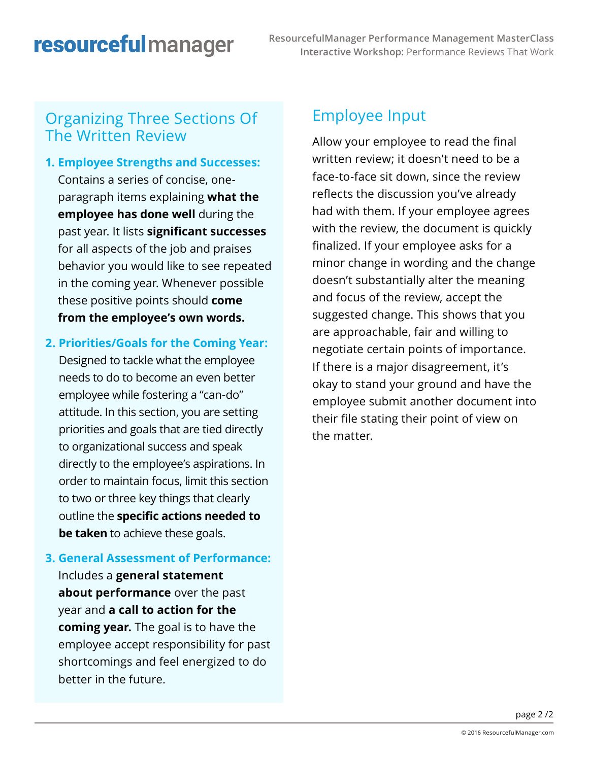## Organizing Three Sections Of The Written Review

1. **Employee Strengths and Successes:** Contains a series of concise, one-paragraph items explaining **what the employee has done well** during the past year. It lists **significant successes** for all aspects of the job and praises behavior you would like to see repeated in the coming year. Whenever possible these positive points should **come from the employee's own words.**

2. **Priorities/Goals for the Coming Year:** Designed to tackle what the employee needs to do to become an even better employee while fostering a "can-do" attitude. In this section, you are setting priorities and goals that are tied directly to organizational success and speak directly to the employee's aspirations. In order to maintain focus, limit this section to two or three key things that clearly outline the **specific actions needed to be taken** to achieve these goals.

3. **General Assessment of Performance:** Includes a **general statement about performance** over the past year and **a call to action for the coming year.** The goal is to have the employee accept responsibility for past shortcomings and feel energized to do better in the future.

## Employee Input

Allow your employee to read the final written review; it doesn't need to be a face-to-face sit down, since the review reflects the discussion you've already had with them. If your employee agrees with the review, the document is quickly finalized. If your employee asks for a minor change in wording and the change doesn't substantially alter the meaning and focus of the review, accept the suggested change. This shows that you are approachable, fair and willing to negotiate certain points of importance. If there is a major disagreement, it's okay to stand your ground and have the employee submit another document into their file stating their point of view on the matter.